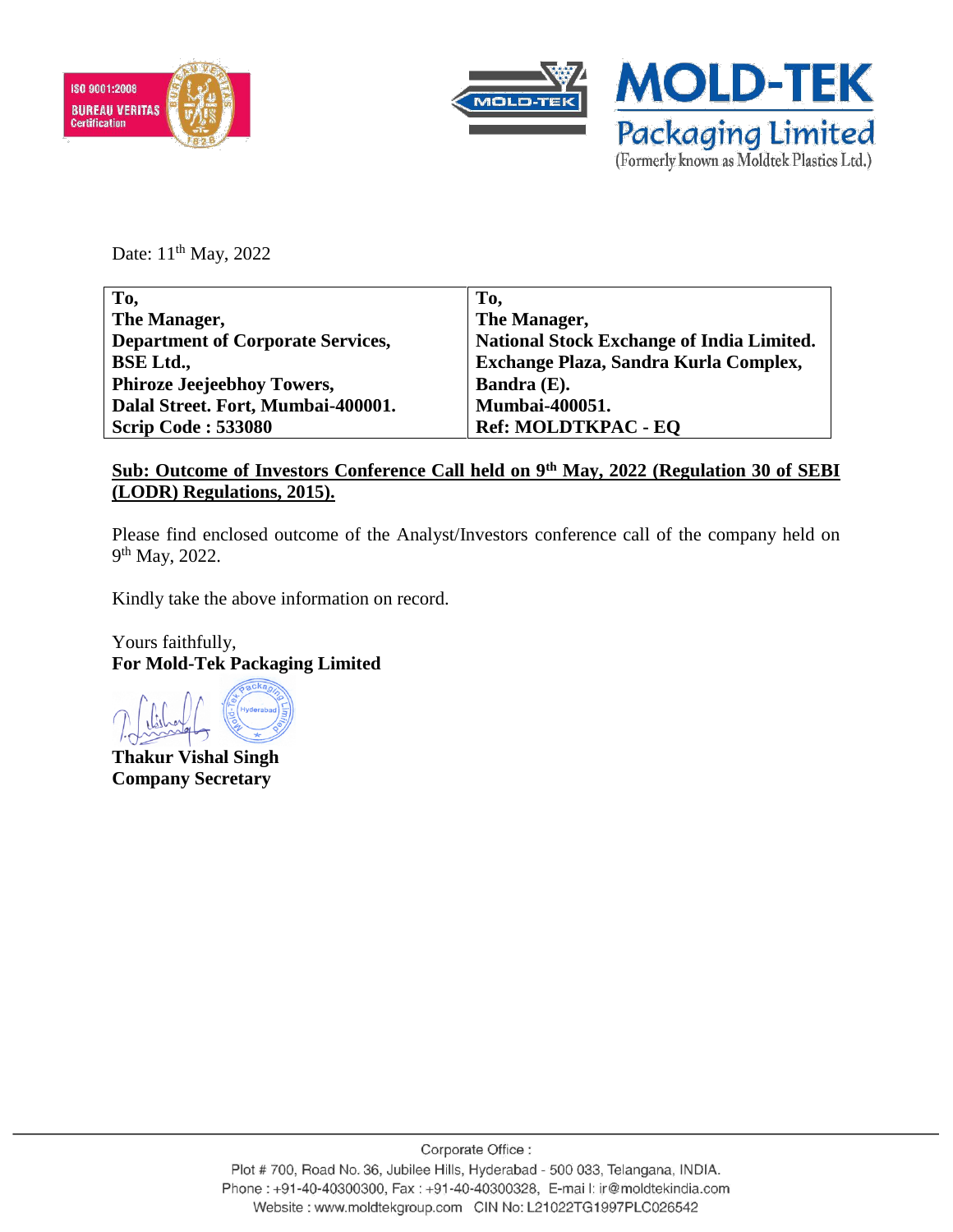Date: 11th May, 2022

| To,<br>The Manager,<br>Department of Corporate Services,<br>BSE Ltd.,<br>Phiroze Jeejeebhoy Towers,<br>Dalal Street. Fort, Mumbai-400001.<br>Scrip Code : 533080 | To,<br>The Manager,<br>National Stock Exchange of India Limited.<br>Exchange Plaza, Sandra Kurla Complex,<br>Bandra (E).<br>Mumbai-400051.<br>Ref: MOLDTKPAC - EQ |
|---|---|

**Sub: Outcome of Investors Conference Call held on 9th May, 2022 (Regulation 30 of SEBI (LODR) Regulations, 2015).**

Please find enclosed outcome of the Analyst/Investors conference call of the company held on 9th May, 2022.

Kindly take the above information on record.

Yours faithfully,
**For Mold-Tek Packaging Limited**

**Thakur Vishal Singh**
**Company Secretary**

Corporate Office :
Plot # 700, Road No. 36, Jubilee Hills, Hyderabad - 500 033, Telangana, INDIA.
Phone : +91-40-40300300, Fax : +91-40-40300328, E-mail: ir@moldtekindia.com
Website : www.moldtekgroup.com CIN No: L21022TG1997PLC026542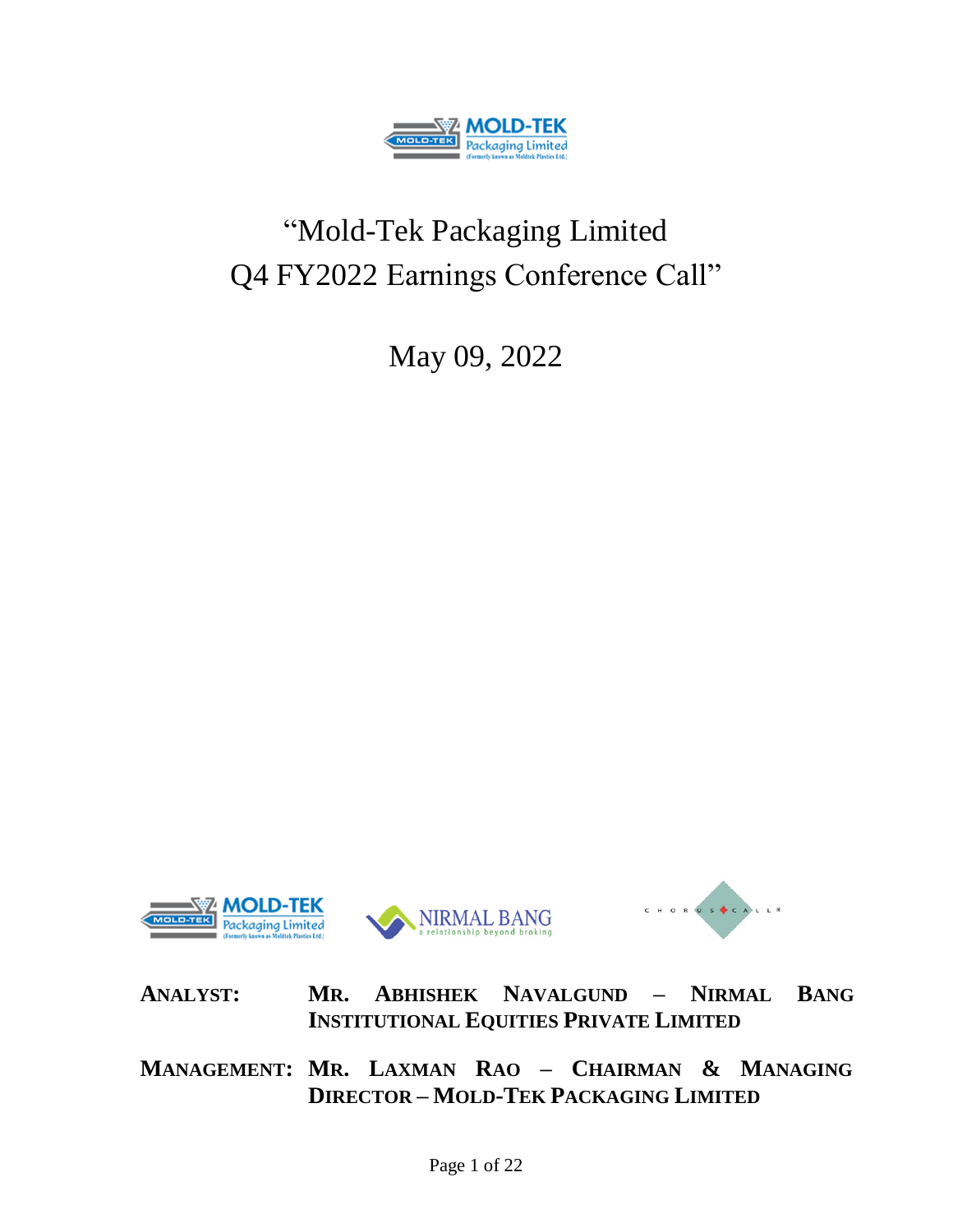# "Mold-Tek Packaging Limited Q4 FY2022 Earnings Conference Call"

May 09, 2022

**ANALYST:** **MR. ABHISHEK NAVALGUND – NIRMAL BANG INSTITUTIONAL EQUITIES PRIVATE LIMITED**

**MANAGEMENT:** **MR. LAXMAN RAO – CHAIRMAN & MANAGING DIRECTOR – MOLD-TEK PACKAGING LIMITED**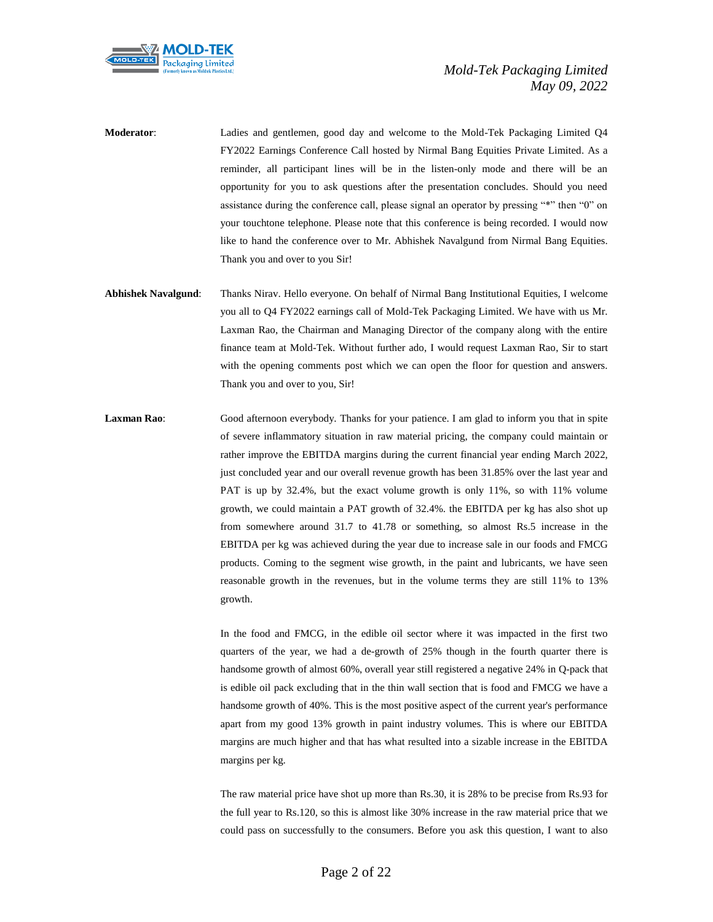**Moderator**: Ladies and gentlemen, good day and welcome to the Mold-Tek Packaging Limited Q4 FY2022 Earnings Conference Call hosted by Nirmal Bang Equities Private Limited. As a reminder, all participant lines will be in the listen-only mode and there will be an opportunity for you to ask questions after the presentation concludes. Should you need assistance during the conference call, please signal an operator by pressing "*" then "0" on your touchtone telephone. Please note that this conference is being recorded. I would now like to hand the conference over to Mr. Abhishek Navalgund from Nirmal Bang Equities. Thank you and over to you Sir!

**Abhishek Navalgund**: Thanks Nirav. Hello everyone. On behalf of Nirmal Bang Institutional Equities, I welcome you all to Q4 FY2022 earnings call of Mold-Tek Packaging Limited. We have with us Mr. Laxman Rao, the Chairman and Managing Director of the company along with the entire finance team at Mold-Tek. Without further ado, I would request Laxman Rao, Sir to start with the opening comments post which we can open the floor for question and answers. Thank you and over to you, Sir!

**Laxman Rao**: Good afternoon everybody. Thanks for your patience. I am glad to inform you that in spite of severe inflammatory situation in raw material pricing, the company could maintain or rather improve the EBITDA margins during the current financial year ending March 2022, just concluded year and our overall revenue growth has been 31.85% over the last year and PAT is up by 32.4%, but the exact volume growth is only 11%, so with 11% volume growth, we could maintain a PAT growth of 32.4%. the EBITDA per kg has also shot up from somewhere around 31.7 to 41.78 or something, so almost Rs.5 increase in the EBITDA per kg was achieved during the year due to increase sale in our foods and FMCG products. Coming to the segment wise growth, in the paint and lubricants, we have seen reasonable growth in the revenues, but in the volume terms they are still 11% to 13% growth.

In the food and FMCG, in the edible oil sector where it was impacted in the first two quarters of the year, we had a de-growth of 25% though in the fourth quarter there is handsome growth of almost 60%, overall year still registered a negative 24% in Q-pack that is edible oil pack excluding that in the thin wall section that is food and FMCG we have a handsome growth of 40%. This is the most positive aspect of the current year's performance apart from my good 13% growth in paint industry volumes. This is where our EBITDA margins are much higher and that has what resulted into a sizable increase in the EBITDA margins per kg.

The raw material price have shot up more than Rs.30, it is 28% to be precise from Rs.93 for the full year to Rs.120, so this is almost like 30% increase in the raw material price that we could pass on successfully to the consumers. Before you ask this question, I want to also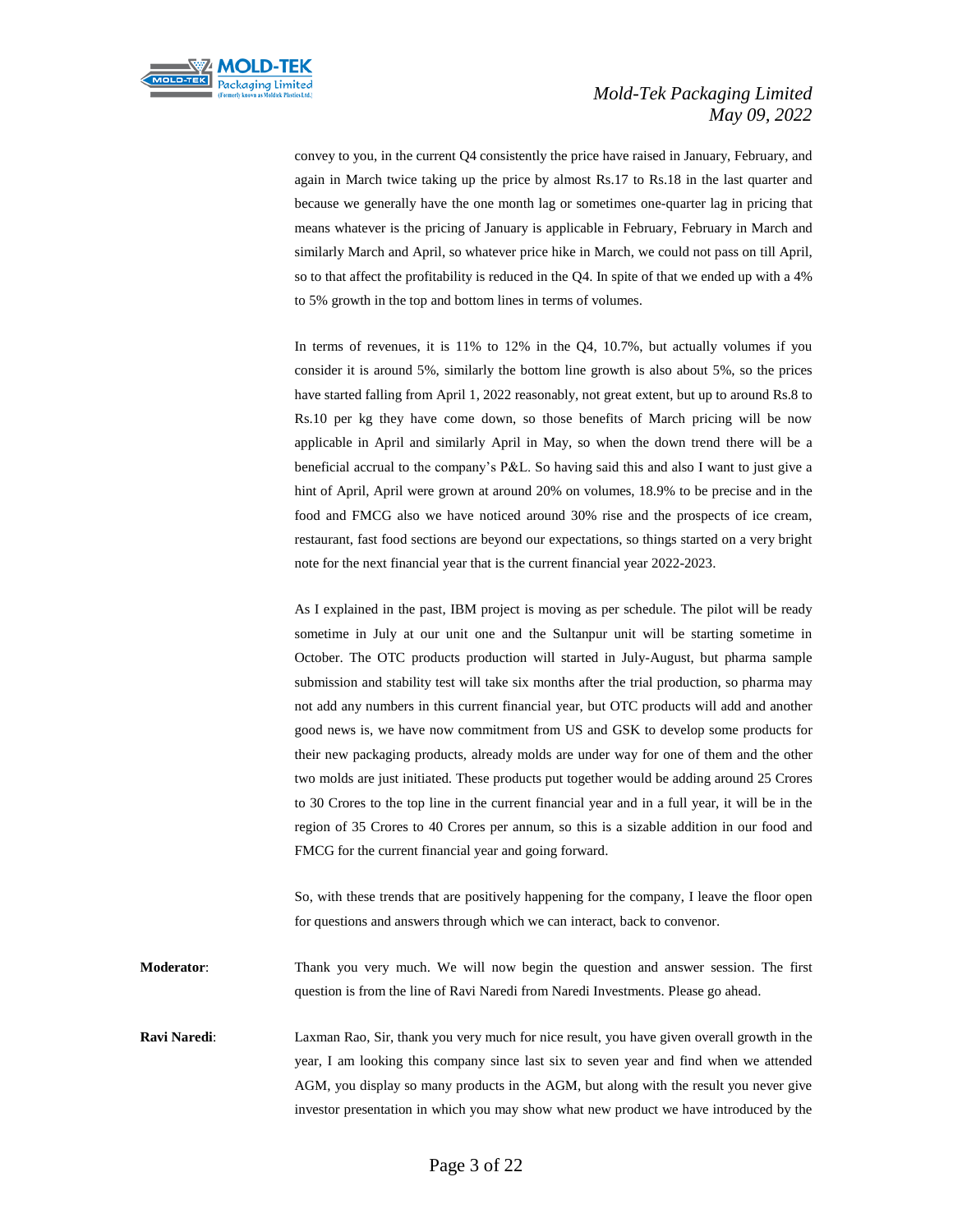convey to you, in the current Q4 consistently the price have raised in January, February, and again in March twice taking up the price by almost Rs.17 to Rs.18 in the last quarter and because we generally have the one month lag or sometimes one-quarter lag in pricing that means whatever is the pricing of January is applicable in February, February in March and similarly March and April, so whatever price hike in March, we could not pass on till April, so to that affect the profitability is reduced in the Q4. In spite of that we ended up with a 4% to 5% growth in the top and bottom lines in terms of volumes.

In terms of revenues, it is 11% to 12% in the Q4, 10.7%, but actually volumes if you consider it is around 5%, similarly the bottom line growth is also about 5%, so the prices have started falling from April 1, 2022 reasonably, not great extent, but up to around Rs.8 to Rs.10 per kg they have come down, so those benefits of March pricing will be now applicable in April and similarly April in May, so when the down trend there will be a beneficial accrual to the company's P&L. So having said this and also I want to just give a hint of April, April were grown at around 20% on volumes, 18.9% to be precise and in the food and FMCG also we have noticed around 30% rise and the prospects of ice cream, restaurant, fast food sections are beyond our expectations, so things started on a very bright note for the next financial year that is the current financial year 2022-2023.

As I explained in the past, IBM project is moving as per schedule. The pilot will be ready sometime in July at our unit one and the Sultanpur unit will be starting sometime in October. The OTC products production will started in July-August, but pharma sample submission and stability test will take six months after the trial production, so pharma may not add any numbers in this current financial year, but OTC products will add and another good news is, we have now commitment from US and GSK to develop some products for their new packaging products, already molds are under way for one of them and the other two molds are just initiated. These products put together would be adding around 25 Crores to 30 Crores to the top line in the current financial year and in a full year, it will be in the region of 35 Crores to 40 Crores per annum, so this is a sizable addition in our food and FMCG for the current financial year and going forward.

So, with these trends that are positively happening for the company, I leave the floor open for questions and answers through which we can interact, back to convenor.

**Moderator**: Thank you very much. We will now begin the question and answer session. The first question is from the line of Ravi Naredi from Naredi Investments. Please go ahead.

**Ravi Naredi**: Laxman Rao, Sir, thank you very much for nice result, you have given overall growth in the year, I am looking this company since last six to seven year and find when we attended AGM, you display so many products in the AGM, but along with the result you never give investor presentation in which you may show what new product we have introduced by the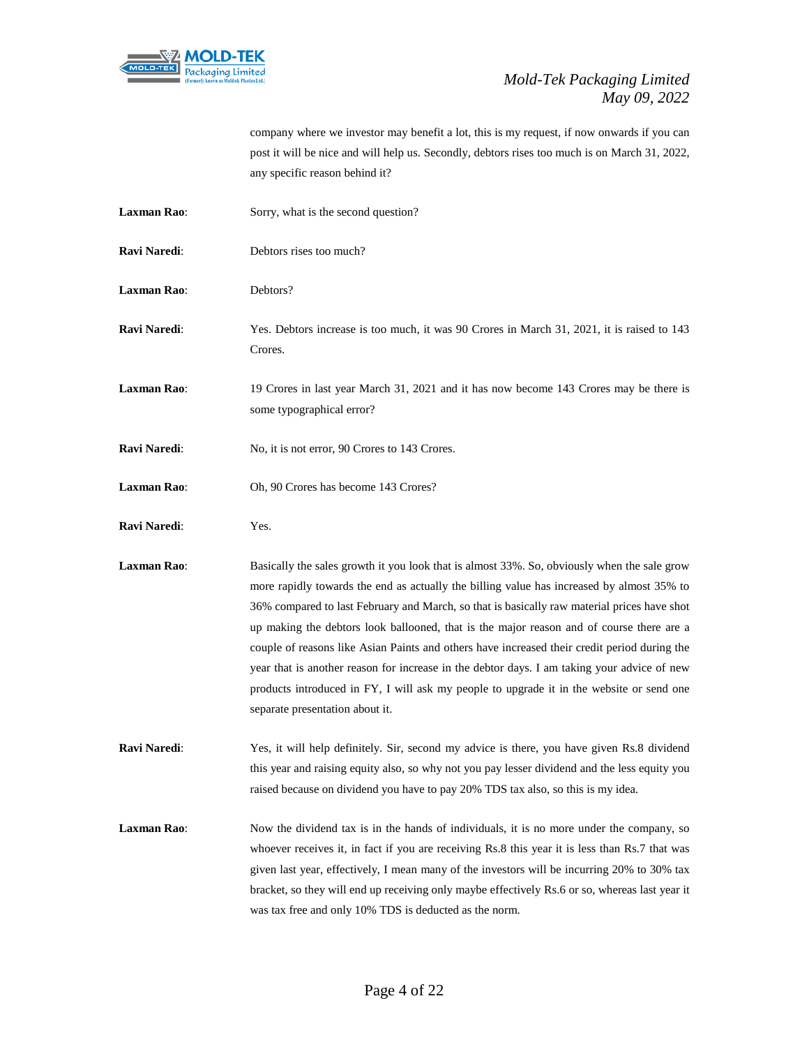company where we investor may benefit a lot, this is my request, if now onwards if you can post it will be nice and will help us. Secondly, debtors rises too much is on March 31, 2022, any specific reason behind it?

**Laxman Rao**: Sorry, what is the second question?

**Ravi Naredi**: Debtors rises too much?

**Laxman Rao**: Debtors?

**Ravi Naredi**: Yes. Debtors increase is too much, it was 90 Crores in March 31, 2021, it is raised to 143 Crores.

**Laxman Rao**: 19 Crores in last year March 31, 2021 and it has now become 143 Crores may be there is some typographical error?

**Ravi Naredi**: No, it is not error, 90 Crores to 143 Crores.

**Laxman Rao**: Oh, 90 Crores has become 143 Crores?

**Ravi Naredi**: Yes.

**Laxman Rao**: Basically the sales growth it you look that is almost 33%. So, obviously when the sale grow more rapidly towards the end as actually the billing value has increased by almost 35% to 36% compared to last February and March, so that is basically raw material prices have shot up making the debtors look ballooned, that is the major reason and of course there are a couple of reasons like Asian Paints and others have increased their credit period during the year that is another reason for increase in the debtor days. I am taking your advice of new products introduced in FY, I will ask my people to upgrade it in the website or send one separate presentation about it.

**Ravi Naredi**: Yes, it will help definitely. Sir, second my advice is there, you have given Rs.8 dividend this year and raising equity also, so why not you pay lesser dividend and the less equity you raised because on dividend you have to pay 20% TDS tax also, so this is my idea.

**Laxman Rao**: Now the dividend tax is in the hands of individuals, it is no more under the company, so whoever receives it, in fact if you are receiving Rs.8 this year it is less than Rs.7 that was given last year, effectively, I mean many of the investors will be incurring 20% to 30% tax bracket, so they will end up receiving only maybe effectively Rs.6 or so, whereas last year it was tax free and only 10% TDS is deducted as the norm.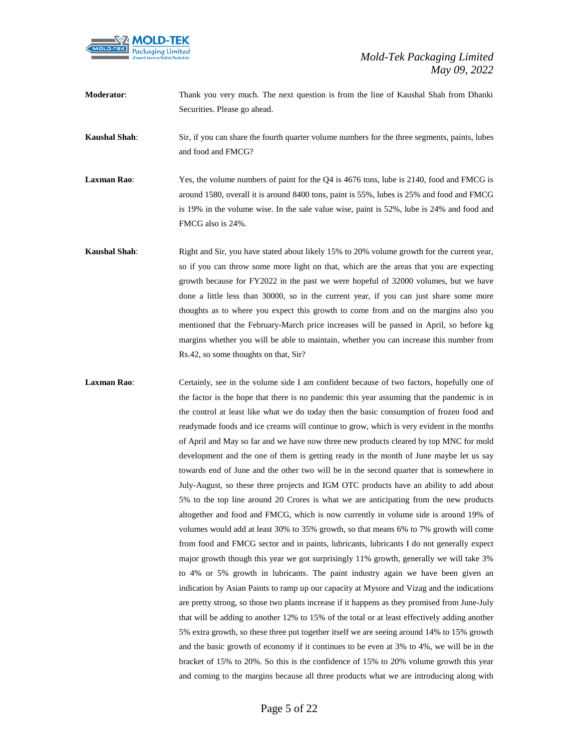**Moderator**: Thank you very much. The next question is from the line of Kaushal Shah from Dhanki Securities. Please go ahead.

**Kaushal Shah**: Sir, if you can share the fourth quarter volume numbers for the three segments, paints, lubes and food and FMCG?

**Laxman Rao**: Yes, the volume numbers of paint for the Q4 is 4676 tons, lube is 2140, food and FMCG is around 1580, overall it is around 8400 tons, paint is 55%, lubes is 25% and food and FMCG is 19% in the volume wise. In the sale value wise, paint is 52%, lube is 24% and food and FMCG also is 24%.

**Kaushal Shah**: Right and Sir, you have stated about likely 15% to 20% volume growth for the current year, so if you can throw some more light on that, which are the areas that you are expecting growth because for FY2022 in the past we were hopeful of 32000 volumes, but we have done a little less than 30000, so in the current year, if you can just share some more thoughts as to where you expect this growth to come from and on the margins also you mentioned that the February-March price increases will be passed in April, so before kg margins whether you will be able to maintain, whether you can increase this number from Rs.42, so some thoughts on that, Sir?

**Laxman Rao**: Certainly, see in the volume side I am confident because of two factors, hopefully one of the factor is the hope that there is no pandemic this year assuming that the pandemic is in the control at least like what we do today then the basic consumption of frozen food and readymade foods and ice creams will continue to grow, which is very evident in the months of April and May so far and we have now three new products cleared by top MNC for mold development and the one of them is getting ready in the month of June maybe let us say towards end of June and the other two will be in the second quarter that is somewhere in July-August, so these three projects and IGM OTC products have an ability to add about 5% to the top line around 20 Crores is what we are anticipating from the new products altogether and food and FMCG, which is now currently in volume side is around 19% of volumes would add at least 30% to 35% growth, so that means 6% to 7% growth will come from food and FMCG sector and in paints, lubricants, lubricants I do not generally expect major growth though this year we got surprisingly 11% growth, generally we will take 3% to 4% or 5% growth in lubricants. The paint industry again we have been given an indication by Asian Paints to ramp up our capacity at Mysore and Vizag and the indications are pretty strong, so those two plants increase if it happens as they promised from June-July that will be adding to another 12% to 15% of the total or at least effectively adding another 5% extra growth, so these three put together itself we are seeing around 14% to 15% growth and the basic growth of economy if it continues to be even at 3% to 4%, we will be in the bracket of 15% to 20%. So this is the confidence of 15% to 20% volume growth this year and coming to the margins because all three products what we are introducing along with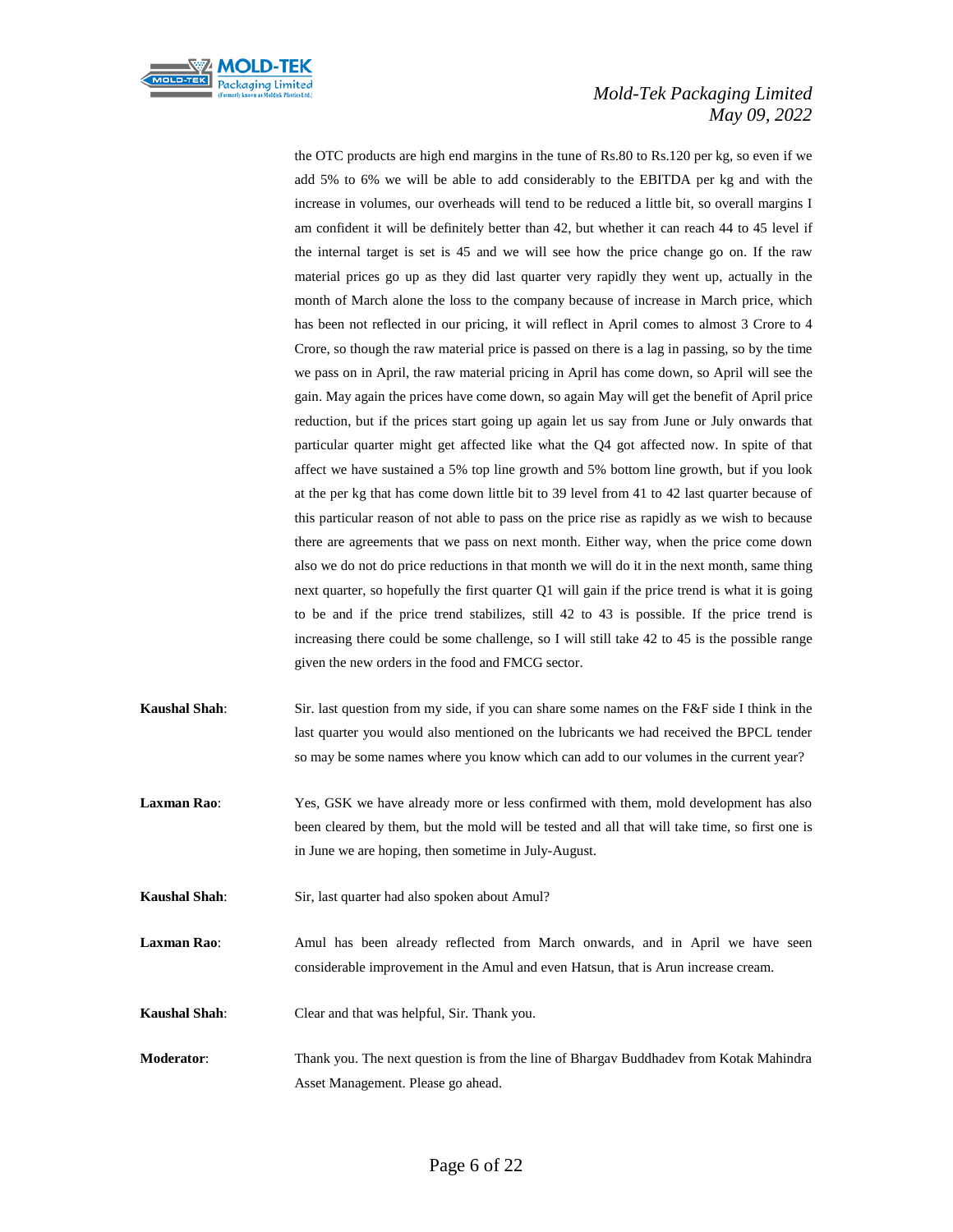the OTC products are high end margins in the tune of Rs.80 to Rs.120 per kg, so even if we add 5% to 6% we will be able to add considerably to the EBITDA per kg and with the increase in volumes, our overheads will tend to be reduced a little bit, so overall margins I am confident it will be definitely better than 42, but whether it can reach 44 to 45 level if the internal target is set is 45 and we will see how the price change go on. If the raw material prices go up as they did last quarter very rapidly they went up, actually in the month of March alone the loss to the company because of increase in March price, which has been not reflected in our pricing, it will reflect in April comes to almost 3 Crore to 4 Crore, so though the raw material price is passed on there is a lag in passing, so by the time we pass on in April, the raw material pricing in April has come down, so April will see the gain. May again the prices have come down, so again May will get the benefit of April price reduction, but if the prices start going up again let us say from June or July onwards that particular quarter might get affected like what the Q4 got affected now. In spite of that affect we have sustained a 5% top line growth and 5% bottom line growth, but if you look at the per kg that has come down little bit to 39 level from 41 to 42 last quarter because of this particular reason of not able to pass on the price rise as rapidly as we wish to because there are agreements that we pass on next month. Either way, when the price come down also we do not do price reductions in that month we will do it in the next month, same thing next quarter, so hopefully the first quarter Q1 will gain if the price trend is what it is going to be and if the price trend stabilizes, still 42 to 43 is possible. If the price trend is increasing there could be some challenge, so I will still take 42 to 45 is the possible range given the new orders in the food and FMCG sector.

**Kaushal Shah**: Sir. last question from my side, if you can share some names on the F&F side I think in the last quarter you would also mentioned on the lubricants we had received the BPCL tender so may be some names where you know which can add to our volumes in the current year?

**Laxman Rao**: Yes, GSK we have already more or less confirmed with them, mold development has also been cleared by them, but the mold will be tested and all that will take time, so first one is in June we are hoping, then sometime in July-August.

**Kaushal Shah**: Sir, last quarter had also spoken about Amul?

**Laxman Rao**: Amul has been already reflected from March onwards, and in April we have seen considerable improvement in the Amul and even Hatsun, that is Arun increase cream.

**Kaushal Shah**: Clear and that was helpful, Sir. Thank you.

**Moderator**: Thank you. The next question is from the line of Bhargav Buddhadev from Kotak Mahindra Asset Management. Please go ahead.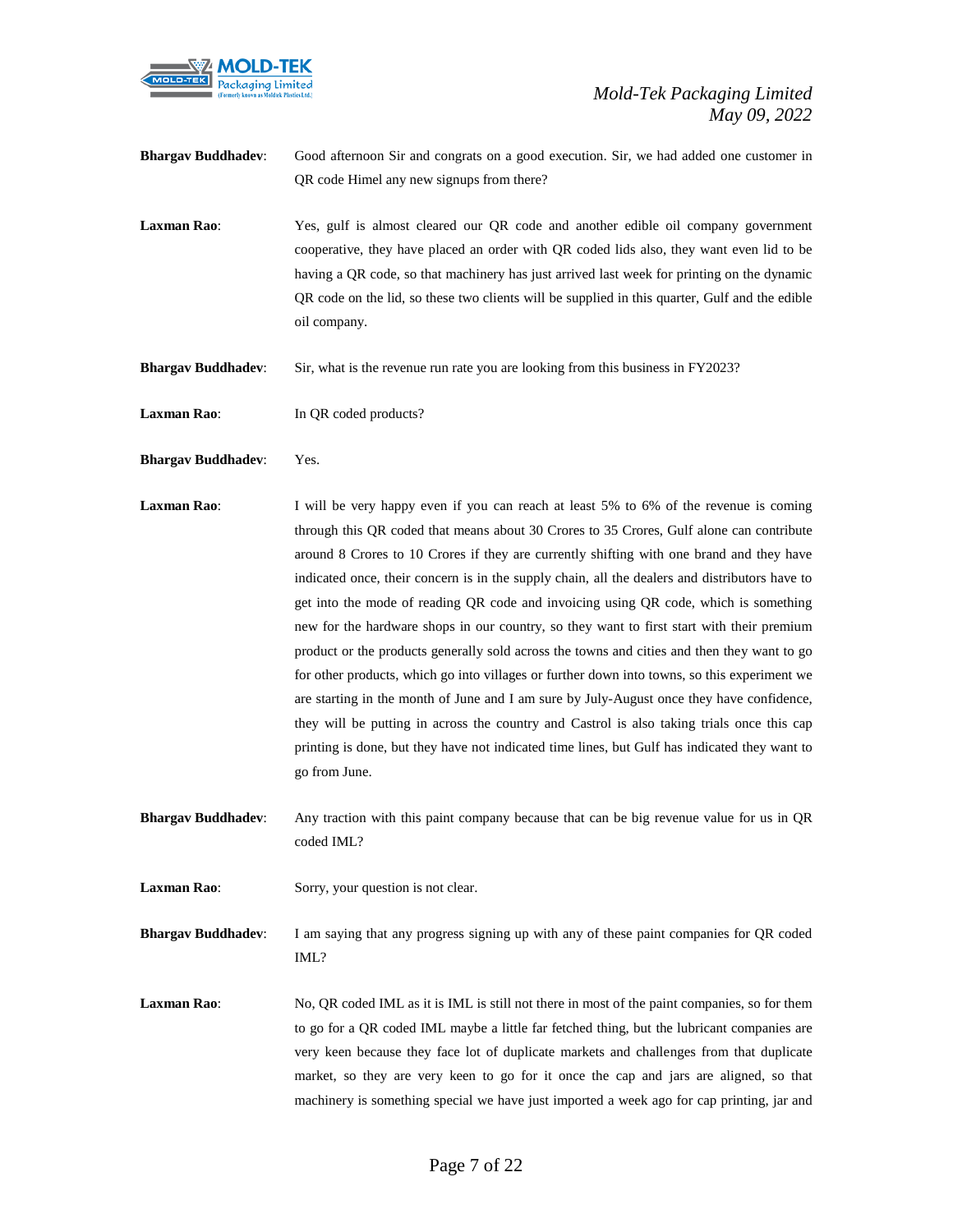**Bhargav Buddhadev**: Good afternoon Sir and congrats on a good execution. Sir, we had added one customer in QR code Himel any new signups from there?

**Laxman Rao**: Yes, gulf is almost cleared our QR code and another edible oil company government cooperative, they have placed an order with QR coded lids also, they want even lid to be having a QR code, so that machinery has just arrived last week for printing on the dynamic QR code on the lid, so these two clients will be supplied in this quarter, Gulf and the edible oil company.

**Bhargav Buddhadev**: Sir, what is the revenue run rate you are looking from this business in FY2023?

**Laxman Rao**: In QR coded products?

**Bhargav Buddhadev**: Yes.

**Laxman Rao**: I will be very happy even if you can reach at least 5% to 6% of the revenue is coming through this QR coded that means about 30 Crores to 35 Crores, Gulf alone can contribute around 8 Crores to 10 Crores if they are currently shifting with one brand and they have indicated once, their concern is in the supply chain, all the dealers and distributors have to get into the mode of reading QR code and invoicing using QR code, which is something new for the hardware shops in our country, so they want to first start with their premium product or the products generally sold across the towns and cities and then they want to go for other products, which go into villages or further down into towns, so this experiment we are starting in the month of June and I am sure by July-August once they have confidence, they will be putting in across the country and Castrol is also taking trials once this cap printing is done, but they have not indicated time lines, but Gulf has indicated they want to go from June.

**Bhargav Buddhadev**: Any traction with this paint company because that can be big revenue value for us in QR coded IML?

**Laxman Rao**: Sorry, your question is not clear.

**Bhargav Buddhadev**: I am saying that any progress signing up with any of these paint companies for QR coded IML?

**Laxman Rao**: No, QR coded IML as it is IML is still not there in most of the paint companies, so for them to go for a QR coded IML maybe a little far fetched thing, but the lubricant companies are very keen because they face lot of duplicate markets and challenges from that duplicate market, so they are very keen to go for it once the cap and jars are aligned, so that machinery is something special we have just imported a week ago for cap printing, jar and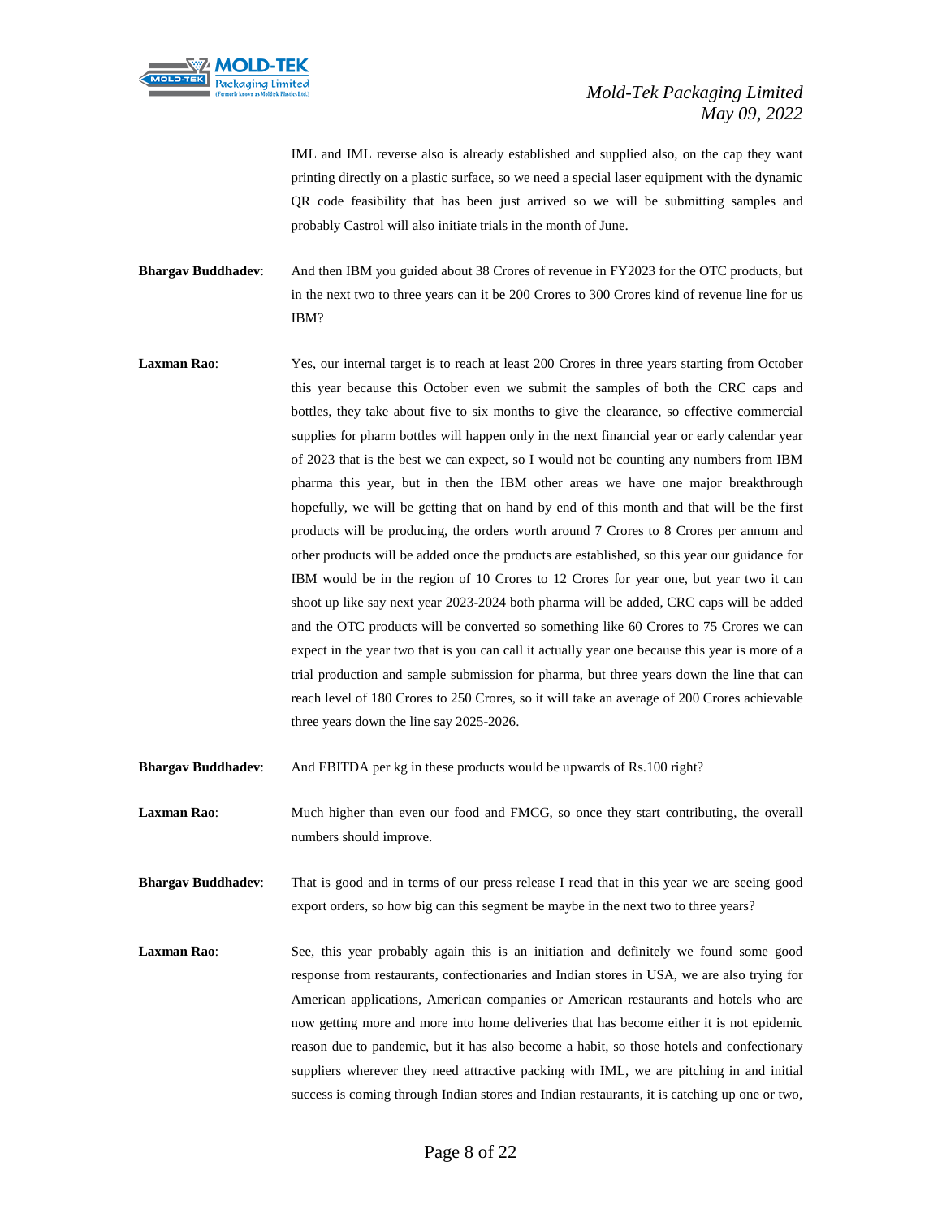IML and IML reverse also is already established and supplied also, on the cap they want printing directly on a plastic surface, so we need a special laser equipment with the dynamic QR code feasibility that has been just arrived so we will be submitting samples and probably Castrol will also initiate trials in the month of June.

**Bhargav Buddhadev**: And then IBM you guided about 38 Crores of revenue in FY2023 for the OTC products, but in the next two to three years can it be 200 Crores to 300 Crores kind of revenue line for us IBM?

**Laxman Rao**: Yes, our internal target is to reach at least 200 Crores in three years starting from October this year because this October even we submit the samples of both the CRC caps and bottles, they take about five to six months to give the clearance, so effective commercial supplies for pharm bottles will happen only in the next financial year or early calendar year of 2023 that is the best we can expect, so I would not be counting any numbers from IBM pharma this year, but in then the IBM other areas we have one major breakthrough hopefully, we will be getting that on hand by end of this month and that will be the first products will be producing, the orders worth around 7 Crores to 8 Crores per annum and other products will be added once the products are established, so this year our guidance for IBM would be in the region of 10 Crores to 12 Crores for year one, but year two it can shoot up like say next year 2023-2024 both pharma will be added, CRC caps will be added and the OTC products will be converted so something like 60 Crores to 75 Crores we can expect in the year two that is you can call it actually year one because this year is more of a trial production and sample submission for pharma, but three years down the line that can reach level of 180 Crores to 250 Crores, so it will take an average of 200 Crores achievable three years down the line say 2025-2026.

**Bhargav Buddhadev**: And EBITDA per kg in these products would be upwards of Rs.100 right?

**Laxman Rao**: Much higher than even our food and FMCG, so once they start contributing, the overall numbers should improve.

**Bhargav Buddhadev**: That is good and in terms of our press release I read that in this year we are seeing good export orders, so how big can this segment be maybe in the next two to three years?

**Laxman Rao**: See, this year probably again this is an initiation and definitely we found some good response from restaurants, confectionaries and Indian stores in USA, we are also trying for American applications, American companies or American restaurants and hotels who are now getting more and more into home deliveries that has become either it is not epidemic reason due to pandemic, but it has also become a habit, so those hotels and confectionary suppliers wherever they need attractive packing with IML, we are pitching in and initial success is coming through Indian stores and Indian restaurants, it is catching up one or two,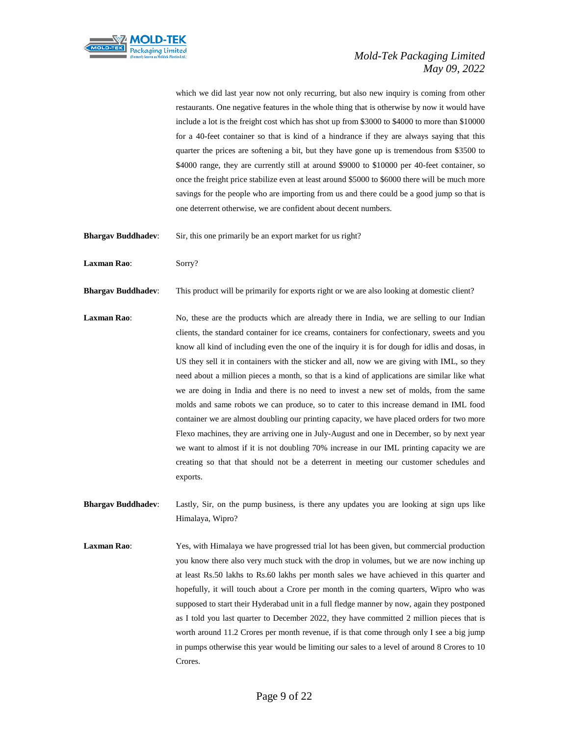which we did last year now not only recurring, but also new inquiry is coming from other restaurants. One negative features in the whole thing that is otherwise by now it would have include a lot is the freight cost which has shot up from $3000 to $4000 to more than $10000 for a 40-feet container so that is kind of a hindrance if they are always saying that this quarter the prices are softening a bit, but they have gone up is tremendous from $3500 to $4000 range, they are currently still at around $9000 to $10000 per 40-feet container, so once the freight price stabilize even at least around $5000 to $6000 there will be much more savings for the people who are importing from us and there could be a good jump so that is one deterrent otherwise, we are confident about decent numbers.

**Bhargav Buddhadev**: Sir, this one primarily be an export market for us right?

**Laxman Rao**: Sorry?

**Bhargav Buddhadev**: This product will be primarily for exports right or we are also looking at domestic client?

**Laxman Rao**: No, these are the products which are already there in India, we are selling to our Indian clients, the standard container for ice creams, containers for confectionary, sweets and you know all kind of including even the one of the inquiry it is for dough for idlis and dosas, in US they sell it in containers with the sticker and all, now we are giving with IML, so they need about a million pieces a month, so that is a kind of applications are similar like what we are doing in India and there is no need to invest a new set of molds, from the same molds and same robots we can produce, so to cater to this increase demand in IML food container we are almost doubling our printing capacity, we have placed orders for two more Flexo machines, they are arriving one in July-August and one in December, so by next year we want to almost if it is not doubling 70% increase in our IML printing capacity we are creating so that that should not be a deterrent in meeting our customer schedules and exports.

**Bhargav Buddhadev**: Lastly, Sir, on the pump business, is there any updates you are looking at sign ups like Himalaya, Wipro?

**Laxman Rao**: Yes, with Himalaya we have progressed trial lot has been given, but commercial production you know there also very much stuck with the drop in volumes, but we are now inching up at least Rs.50 lakhs to Rs.60 lakhs per month sales we have achieved in this quarter and hopefully, it will touch about a Crore per month in the coming quarters, Wipro who was supposed to start their Hyderabad unit in a full fledge manner by now, again they postponed as I told you last quarter to December 2022, they have committed 2 million pieces that is worth around 11.2 Crores per month revenue, if is that come through only I see a big jump in pumps otherwise this year would be limiting our sales to a level of around 8 Crores to 10 Crores.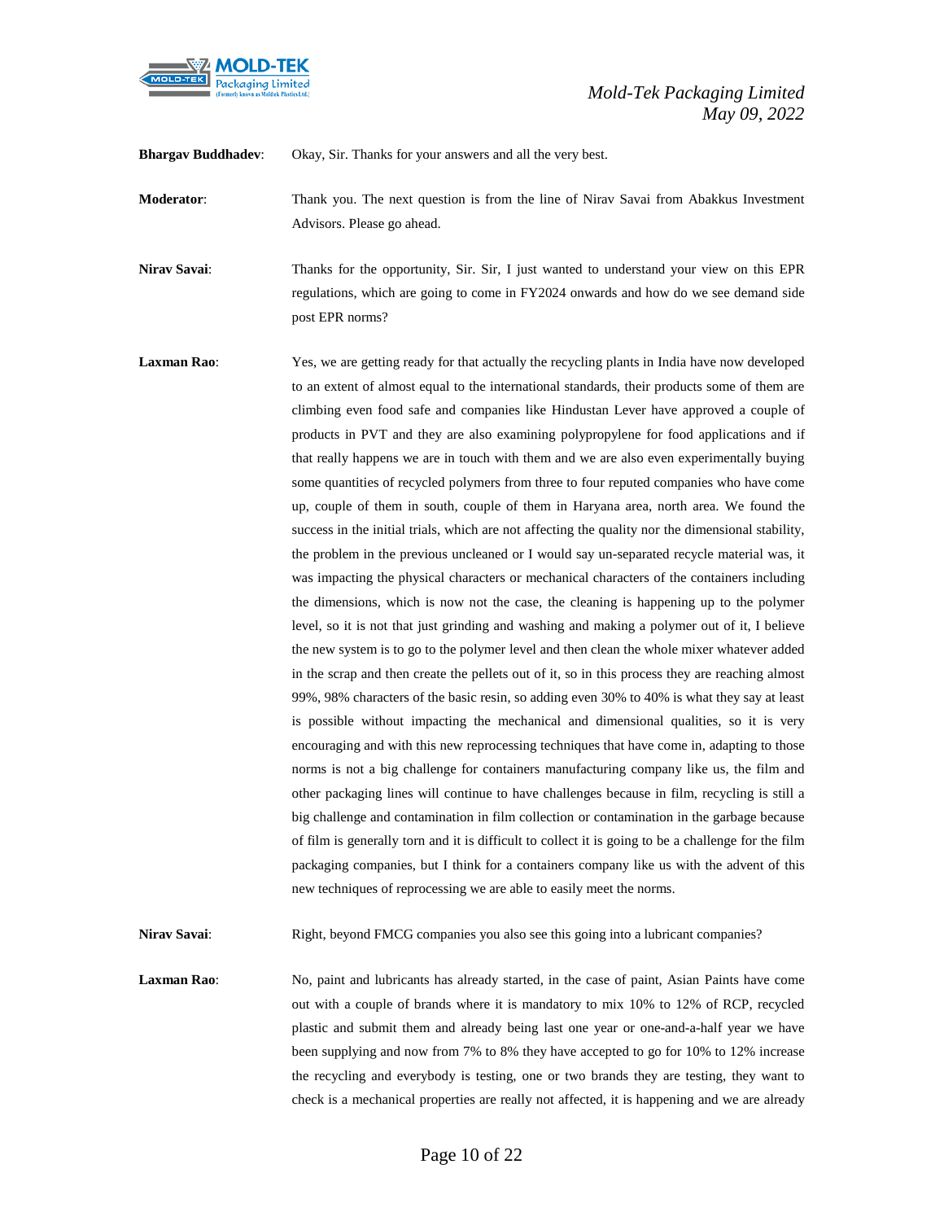**Bhargav Buddhadev**: Okay, Sir. Thanks for your answers and all the very best.

**Moderator**: Thank you. The next question is from the line of Nirav Savai from Abakkus Investment Advisors. Please go ahead.

**Nirav Savai**: Thanks for the opportunity, Sir. Sir, I just wanted to understand your view on this EPR regulations, which are going to come in FY2024 onwards and how do we see demand side post EPR norms?

**Laxman Rao**: Yes, we are getting ready for that actually the recycling plants in India have now developed to an extent of almost equal to the international standards, their products some of them are climbing even food safe and companies like Hindustan Lever have approved a couple of products in PVT and they are also examining polypropylene for food applications and if that really happens we are in touch with them and we are also even experimentally buying some quantities of recycled polymers from three to four reputed companies who have come up, couple of them in south, couple of them in Haryana area, north area. We found the success in the initial trials, which are not affecting the quality nor the dimensional stability, the problem in the previous uncleaned or I would say un-separated recycle material was, it was impacting the physical characters or mechanical characters of the containers including the dimensions, which is now not the case, the cleaning is happening up to the polymer level, so it is not that just grinding and washing and making a polymer out of it, I believe the new system is to go to the polymer level and then clean the whole mixer whatever added in the scrap and then create the pellets out of it, so in this process they are reaching almost 99%, 98% characters of the basic resin, so adding even 30% to 40% is what they say at least is possible without impacting the mechanical and dimensional qualities, so it is very encouraging and with this new reprocessing techniques that have come in, adapting to those norms is not a big challenge for containers manufacturing company like us, the film and other packaging lines will continue to have challenges because in film, recycling is still a big challenge and contamination in film collection or contamination in the garbage because of film is generally torn and it is difficult to collect it is going to be a challenge for the film packaging companies, but I think for a containers company like us with the advent of this new techniques of reprocessing we are able to easily meet the norms.

**Nirav Savai**: Right, beyond FMCG companies you also see this going into a lubricant companies?

**Laxman Rao**: No, paint and lubricants has already started, in the case of paint, Asian Paints have come out with a couple of brands where it is mandatory to mix 10% to 12% of RCP, recycled plastic and submit them and already being last one year or one-and-a-half year we have been supplying and now from 7% to 8% they have accepted to go for 10% to 12% increase the recycling and everybody is testing, one or two brands they are testing, they want to check is a mechanical properties are really not affected, it is happening and we are already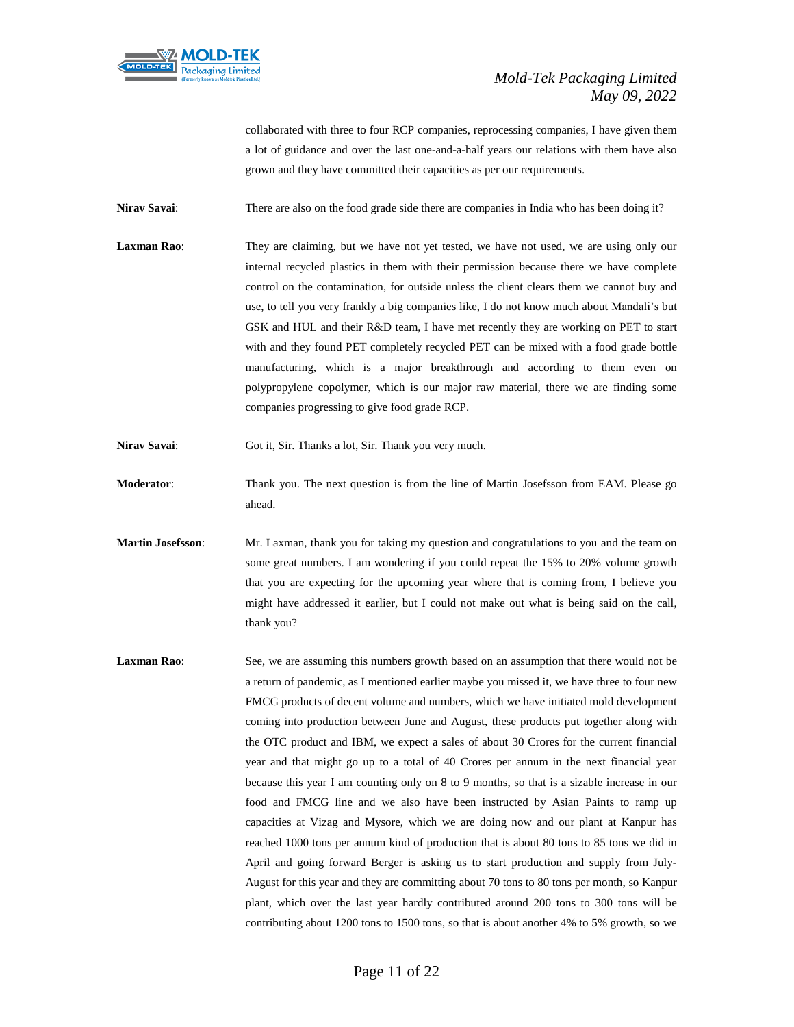collaborated with three to four RCP companies, reprocessing companies, I have given them a lot of guidance and over the last one-and-a-half years our relations with them have also grown and they have committed their capacities as per our requirements.

**Nirav Savai**: There are also on the food grade side there are companies in India who has been doing it?

**Laxman Rao**: They are claiming, but we have not yet tested, we have not used, we are using only our internal recycled plastics in them with their permission because there we have complete control on the contamination, for outside unless the client clears them we cannot buy and use, to tell you very frankly a big companies like, I do not know much about Mandali's but GSK and HUL and their R&D team, I have met recently they are working on PET to start with and they found PET completely recycled PET can be mixed with a food grade bottle manufacturing, which is a major breakthrough and according to them even on polypropylene copolymer, which is our major raw material, there we are finding some companies progressing to give food grade RCP.

**Nirav Savai**: Got it, Sir. Thanks a lot, Sir. Thank you very much.

**Moderator**: Thank you. The next question is from the line of Martin Josefsson from EAM. Please go ahead.

**Martin Josefsson**: Mr. Laxman, thank you for taking my question and congratulations to you and the team on some great numbers. I am wondering if you could repeat the 15% to 20% volume growth that you are expecting for the upcoming year where that is coming from, I believe you might have addressed it earlier, but I could not make out what is being said on the call, thank you?

**Laxman Rao**: See, we are assuming this numbers growth based on an assumption that there would not be a return of pandemic, as I mentioned earlier maybe you missed it, we have three to four new FMCG products of decent volume and numbers, which we have initiated mold development coming into production between June and August, these products put together along with the OTC product and IBM, we expect a sales of about 30 Crores for the current financial year and that might go up to a total of 40 Crores per annum in the next financial year because this year I am counting only on 8 to 9 months, so that is a sizable increase in our food and FMCG line and we also have been instructed by Asian Paints to ramp up capacities at Vizag and Mysore, which we are doing now and our plant at Kanpur has reached 1000 tons per annum kind of production that is about 80 tons to 85 tons we did in April and going forward Berger is asking us to start production and supply from July-August for this year and they are committing about 70 tons to 80 tons per month, so Kanpur plant, which over the last year hardly contributed around 200 tons to 300 tons will be contributing about 1200 tons to 1500 tons, so that is about another 4% to 5% growth, so we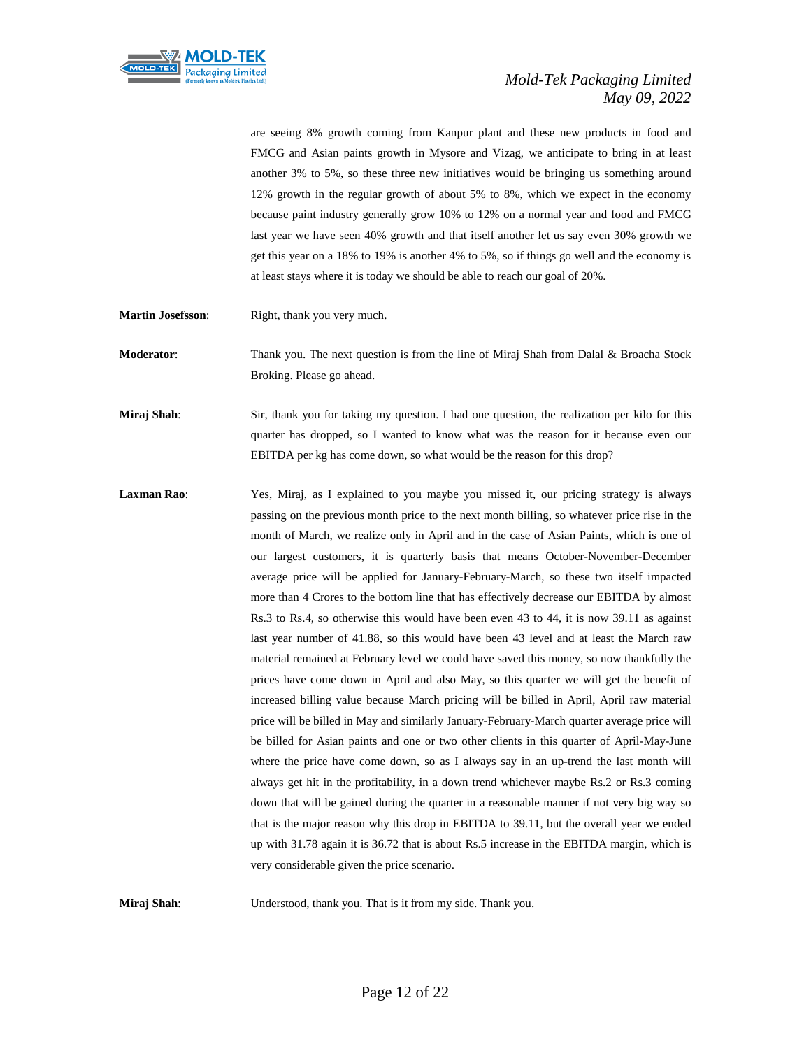are seeing 8% growth coming from Kanpur plant and these new products in food and FMCG and Asian paints growth in Mysore and Vizag, we anticipate to bring in at least another 3% to 5%, so these three new initiatives would be bringing us something around 12% growth in the regular growth of about 5% to 8%, which we expect in the economy because paint industry generally grow 10% to 12% on a normal year and food and FMCG last year we have seen 40% growth and that itself another let us say even 30% growth we get this year on a 18% to 19% is another 4% to 5%, so if things go well and the economy is at least stays where it is today we should be able to reach our goal of 20%.

**Martin Josefsson**: Right, thank you very much.

**Moderator**: Thank you. The next question is from the line of Miraj Shah from Dalal & Broacha Stock Broking. Please go ahead.

**Miraj Shah**: Sir, thank you for taking my question. I had one question, the realization per kilo for this quarter has dropped, so I wanted to know what was the reason for it because even our EBITDA per kg has come down, so what would be the reason for this drop?

**Laxman Rao**: Yes, Miraj, as I explained to you maybe you missed it, our pricing strategy is always passing on the previous month price to the next month billing, so whatever price rise in the month of March, we realize only in April and in the case of Asian Paints, which is one of our largest customers, it is quarterly basis that means October-November-December average price will be applied for January-February-March, so these two itself impacted more than 4 Crores to the bottom line that has effectively decrease our EBITDA by almost Rs.3 to Rs.4, so otherwise this would have been even 43 to 44, it is now 39.11 as against last year number of 41.88, so this would have been 43 level and at least the March raw material remained at February level we could have saved this money, so now thankfully the prices have come down in April and also May, so this quarter we will get the benefit of increased billing value because March pricing will be billed in April, April raw material price will be billed in May and similarly January-February-March quarter average price will be billed for Asian paints and one or two other clients in this quarter of April-May-June where the price have come down, so as I always say in an up-trend the last month will always get hit in the profitability, in a down trend whichever maybe Rs.2 or Rs.3 coming down that will be gained during the quarter in a reasonable manner if not very big way so that is the major reason why this drop in EBITDA to 39.11, but the overall year we ended up with 31.78 again it is 36.72 that is about Rs.5 increase in the EBITDA margin, which is very considerable given the price scenario.

**Miraj Shah**: Understood, thank you. That is it from my side. Thank you.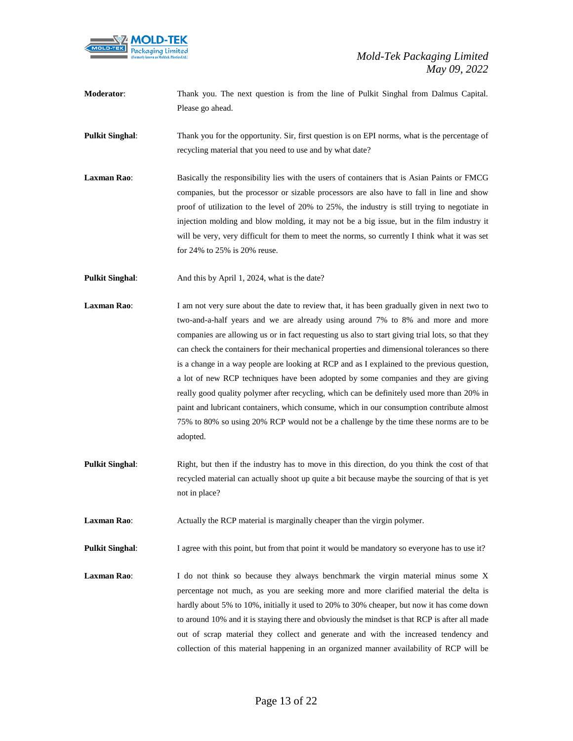**Moderator**: Thank you. The next question is from the line of Pulkit Singhal from Dalmus Capital. Please go ahead.

**Pulkit Singhal**: Thank you for the opportunity. Sir, first question is on EPI norms, what is the percentage of recycling material that you need to use and by what date?

**Laxman Rao**: Basically the responsibility lies with the users of containers that is Asian Paints or FMCG companies, but the processor or sizable processors are also have to fall in line and show proof of utilization to the level of 20% to 25%, the industry is still trying to negotiate in injection molding and blow molding, it may not be a big issue, but in the film industry it will be very, very difficult for them to meet the norms, so currently I think what it was set for 24% to 25% is 20% reuse.

**Pulkit Singhal**: And this by April 1, 2024, what is the date?

**Laxman Rao**: I am not very sure about the date to review that, it has been gradually given in next two to two-and-a-half years and we are already using around 7% to 8% and more and more companies are allowing us or in fact requesting us also to start giving trial lots, so that they can check the containers for their mechanical properties and dimensional tolerances so there is a change in a way people are looking at RCP and as I explained to the previous question, a lot of new RCP techniques have been adopted by some companies and they are giving really good quality polymer after recycling, which can be definitely used more than 20% in paint and lubricant containers, which consume, which in our consumption contribute almost 75% to 80% so using 20% RCP would not be a challenge by the time these norms are to be adopted.

**Pulkit Singhal**: Right, but then if the industry has to move in this direction, do you think the cost of that recycled material can actually shoot up quite a bit because maybe the sourcing of that is yet not in place?

**Laxman Rao**: Actually the RCP material is marginally cheaper than the virgin polymer.

**Pulkit Singhal**: I agree with this point, but from that point it would be mandatory so everyone has to use it?

**Laxman Rao**: I do not think so because they always benchmark the virgin material minus some X percentage not much, as you are seeking more and more clarified material the delta is hardly about 5% to 10%, initially it used to 20% to 30% cheaper, but now it has come down to around 10% and it is staying there and obviously the mindset is that RCP is after all made out of scrap material they collect and generate and with the increased tendency and collection of this material happening in an organized manner availability of RCP will be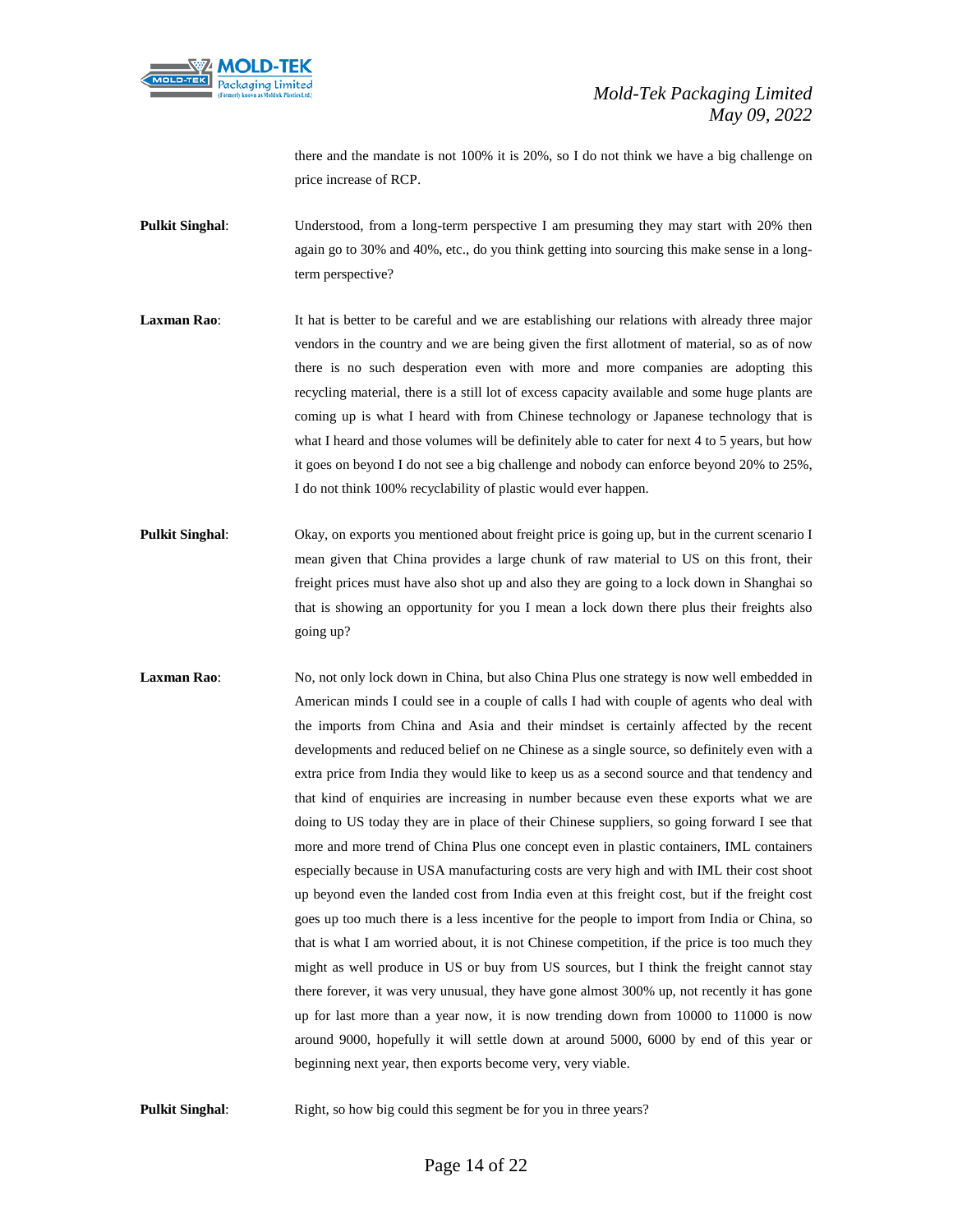there and the mandate is not 100% it is 20%, so I do not think we have a big challenge on price increase of RCP.

**Pulkit Singhal**: Understood, from a long-term perspective I am presuming they may start with 20% then again go to 30% and 40%, etc., do you think getting into sourcing this make sense in a long-term perspective?

**Laxman Rao**: It hat is better to be careful and we are establishing our relations with already three major vendors in the country and we are being given the first allotment of material, so as of now there is no such desperation even with more and more companies are adopting this recycling material, there is a still lot of excess capacity available and some huge plants are coming up is what I heard with from Chinese technology or Japanese technology that is what I heard and those volumes will be definitely able to cater for next 4 to 5 years, but how it goes on beyond I do not see a big challenge and nobody can enforce beyond 20% to 25%, I do not think 100% recyclability of plastic would ever happen.

**Pulkit Singhal**: Okay, on exports you mentioned about freight price is going up, but in the current scenario I mean given that China provides a large chunk of raw material to US on this front, their freight prices must have also shot up and also they are going to a lock down in Shanghai so that is showing an opportunity for you I mean a lock down there plus their freights also going up?

**Laxman Rao**: No, not only lock down in China, but also China Plus one strategy is now well embedded in American minds I could see in a couple of calls I had with couple of agents who deal with the imports from China and Asia and their mindset is certainly affected by the recent developments and reduced belief on ne Chinese as a single source, so definitely even with a extra price from India they would like to keep us as a second source and that tendency and that kind of enquiries are increasing in number because even these exports what we are doing to US today they are in place of their Chinese suppliers, so going forward I see that more and more trend of China Plus one concept even in plastic containers, IML containers especially because in USA manufacturing costs are very high and with IML their cost shoot up beyond even the landed cost from India even at this freight cost, but if the freight cost goes up too much there is a less incentive for the people to import from India or China, so that is what I am worried about, it is not Chinese competition, if the price is too much they might as well produce in US or buy from US sources, but I think the freight cannot stay there forever, it was very unusual, they have gone almost 300% up, not recently it has gone up for last more than a year now, it is now trending down from 10000 to 11000 is now around 9000, hopefully it will settle down at around 5000, 6000 by end of this year or beginning next year, then exports become very, very viable.

**Pulkit Singhal**: Right, so how big could this segment be for you in three years?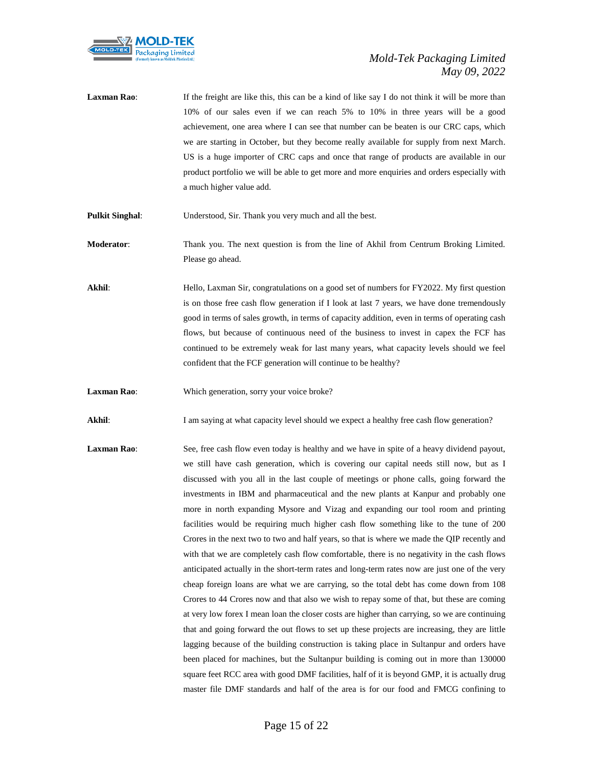**Laxman Rao**: If the freight are like this, this can be a kind of like say I do not think it will be more than 10% of our sales even if we can reach 5% to 10% in three years will be a good achievement, one area where I can see that number can be beaten is our CRC caps, which we are starting in October, but they become really available for supply from next March. US is a huge importer of CRC caps and once that range of products are available in our product portfolio we will be able to get more and more enquiries and orders especially with a much higher value add.

**Pulkit Singhal**: Understood, Sir. Thank you very much and all the best.

**Moderator**: Thank you. The next question is from the line of Akhil from Centrum Broking Limited. Please go ahead.

**Akhil**: Hello, Laxman Sir, congratulations on a good set of numbers for FY2022. My first question is on those free cash flow generation if I look at last 7 years, we have done tremendously good in terms of sales growth, in terms of capacity addition, even in terms of operating cash flows, but because of continuous need of the business to invest in capex the FCF has continued to be extremely weak for last many years, what capacity levels should we feel confident that the FCF generation will continue to be healthy?

**Laxman Rao**: Which generation, sorry your voice broke?

**Akhil**: I am saying at what capacity level should we expect a healthy free cash flow generation?

**Laxman Rao**: See, free cash flow even today is healthy and we have in spite of a heavy dividend payout, we still have cash generation, which is covering our capital needs still now, but as I discussed with you all in the last couple of meetings or phone calls, going forward the investments in IBM and pharmaceutical and the new plants at Kanpur and probably one more in north expanding Mysore and Vizag and expanding our tool room and printing facilities would be requiring much higher cash flow something like to the tune of 200 Crores in the next two to two and half years, so that is where we made the QIP recently and with that we are completely cash flow comfortable, there is no negativity in the cash flows anticipated actually in the short-term rates and long-term rates now are just one of the very cheap foreign loans are what we are carrying, so the total debt has come down from 108 Crores to 44 Crores now and that also we wish to repay some of that, but these are coming at very low forex I mean loan the closer costs are higher than carrying, so we are continuing that and going forward the out flows to set up these projects are increasing, they are little lagging because of the building construction is taking place in Sultanpur and orders have been placed for machines, but the Sultanpur building is coming out in more than 130000 square feet RCC area with good DMF facilities, half of it is beyond GMP, it is actually drug master file DMF standards and half of the area is for our food and FMCG confining to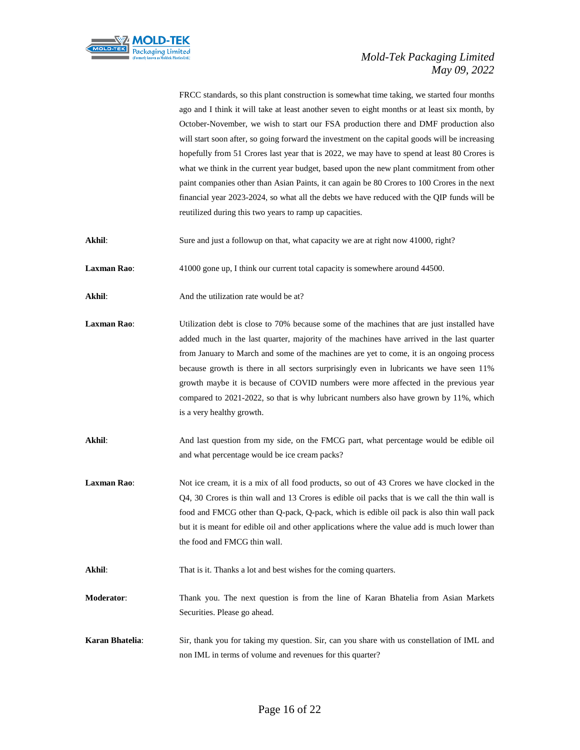FRCC standards, so this plant construction is somewhat time taking, we started four months ago and I think it will take at least another seven to eight months or at least six month, by October-November, we wish to start our FSA production there and DMF production also will start soon after, so going forward the investment on the capital goods will be increasing hopefully from 51 Crores last year that is 2022, we may have to spend at least 80 Crores is what we think in the current year budget, based upon the new plant commitment from other paint companies other than Asian Paints, it can again be 80 Crores to 100 Crores in the next financial year 2023-2024, so what all the debts we have reduced with the QIP funds will be reutilized during this two years to ramp up capacities.

**Akhil**: Sure and just a followup on that, what capacity we are at right now 41000, right?

**Laxman Rao**: 41000 gone up, I think our current total capacity is somewhere around 44500.

**Akhil**: And the utilization rate would be at?

**Laxman Rao**: Utilization debt is close to 70% because some of the machines that are just installed have added much in the last quarter, majority of the machines have arrived in the last quarter from January to March and some of the machines are yet to come, it is an ongoing process because growth is there in all sectors surprisingly even in lubricants we have seen 11% growth maybe it is because of COVID numbers were more affected in the previous year compared to 2021-2022, so that is why lubricant numbers also have grown by 11%, which is a very healthy growth.

**Akhil**: And last question from my side, on the FMCG part, what percentage would be edible oil and what percentage would be ice cream packs?

**Laxman Rao**: Not ice cream, it is a mix of all food products, so out of 43 Crores we have clocked in the Q4, 30 Crores is thin wall and 13 Crores is edible oil packs that is we call the thin wall is food and FMCG other than Q-pack, Q-pack, which is edible oil pack is also thin wall pack but it is meant for edible oil and other applications where the value add is much lower than the food and FMCG thin wall.

**Akhil**: That is it. Thanks a lot and best wishes for the coming quarters.

**Moderator**: Thank you. The next question is from the line of Karan Bhatelia from Asian Markets Securities. Please go ahead.

**Karan Bhatelia**: Sir, thank you for taking my question. Sir, can you share with us constellation of IML and non IML in terms of volume and revenues for this quarter?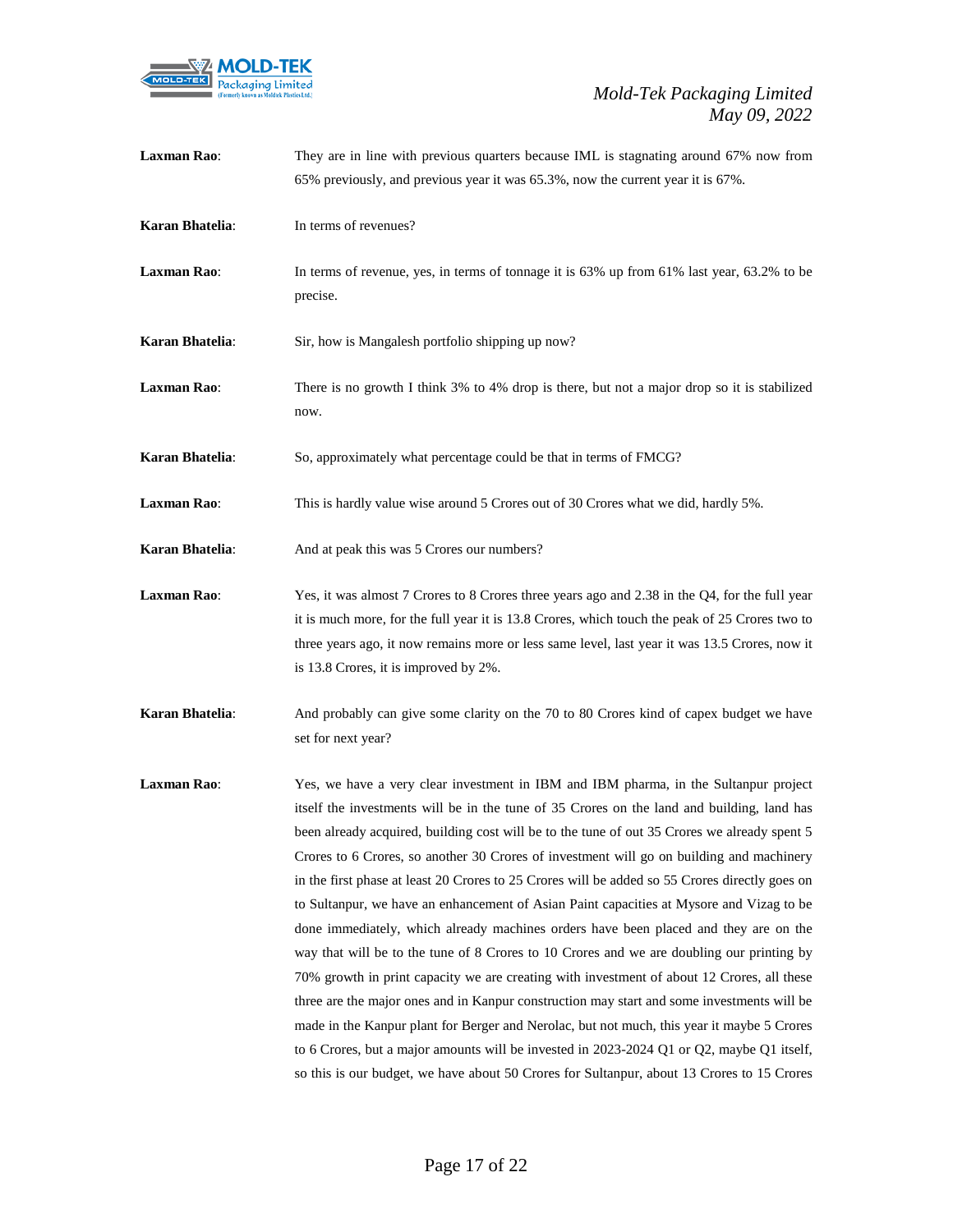**Laxman Rao**: They are in line with previous quarters because IML is stagnating around 67% now from 65% previously, and previous year it was 65.3%, now the current year it is 67%.

**Karan Bhatelia**: In terms of revenues?

**Laxman Rao**: In terms of revenue, yes, in terms of tonnage it is 63% up from 61% last year, 63.2% to be precise.

**Karan Bhatelia**: Sir, how is Mangalesh portfolio shipping up now?

**Laxman Rao**: There is no growth I think 3% to 4% drop is there, but not a major drop so it is stabilized now.

**Karan Bhatelia**: So, approximately what percentage could be that in terms of FMCG?

**Laxman Rao**: This is hardly value wise around 5 Crores out of 30 Crores what we did, hardly 5%.

**Karan Bhatelia**: And at peak this was 5 Crores our numbers?

**Laxman Rao**: Yes, it was almost 7 Crores to 8 Crores three years ago and 2.38 in the Q4, for the full year it is much more, for the full year it is 13.8 Crores, which touch the peak of 25 Crores two to three years ago, it now remains more or less same level, last year it was 13.5 Crores, now it is 13.8 Crores, it is improved by 2%.

**Karan Bhatelia**: And probably can give some clarity on the 70 to 80 Crores kind of capex budget we have set for next year?

**Laxman Rao**: Yes, we have a very clear investment in IBM and IBM pharma, in the Sultanpur project itself the investments will be in the tune of 35 Crores on the land and building, land has been already acquired, building cost will be to the tune of out 35 Crores we already spent 5 Crores to 6 Crores, so another 30 Crores of investment will go on building and machinery in the first phase at least 20 Crores to 25 Crores will be added so 55 Crores directly goes on to Sultanpur, we have an enhancement of Asian Paint capacities at Mysore and Vizag to be done immediately, which already machines orders have been placed and they are on the way that will be to the tune of 8 Crores to 10 Crores and we are doubling our printing by 70% growth in print capacity we are creating with investment of about 12 Crores, all these three are the major ones and in Kanpur construction may start and some investments will be made in the Kanpur plant for Berger and Nerolac, but not much, this year it maybe 5 Crores to 6 Crores, but a major amounts will be invested in 2023-2024 Q1 or Q2, maybe Q1 itself, so this is our budget, we have about 50 Crores for Sultanpur, about 13 Crores to 15 Crores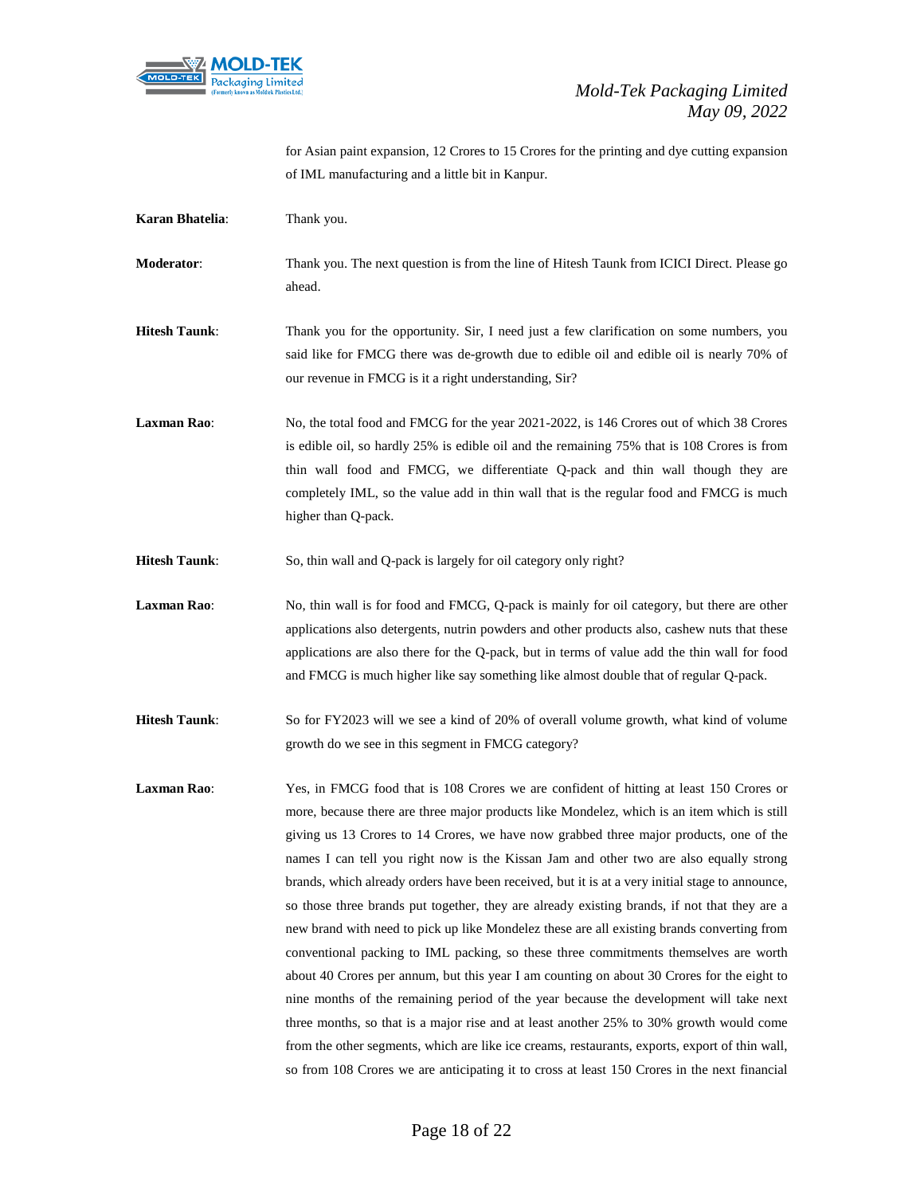for Asian paint expansion, 12 Crores to 15 Crores for the printing and dye cutting expansion of IML manufacturing and a little bit in Kanpur.

**Karan Bhatelia**: Thank you.

**Moderator**: Thank you. The next question is from the line of Hitesh Taunk from ICICI Direct. Please go ahead.

**Hitesh Taunk**: Thank you for the opportunity. Sir, I need just a few clarification on some numbers, you said like for FMCG there was de-growth due to edible oil and edible oil is nearly 70% of our revenue in FMCG is it a right understanding, Sir?

**Laxman Rao**: No, the total food and FMCG for the year 2021-2022, is 146 Crores out of which 38 Crores is edible oil, so hardly 25% is edible oil and the remaining 75% that is 108 Crores is from thin wall food and FMCG, we differentiate Q-pack and thin wall though they are completely IML, so the value add in thin wall that is the regular food and FMCG is much higher than Q-pack.

**Hitesh Taunk**: So, thin wall and Q-pack is largely for oil category only right?

**Laxman Rao**: No, thin wall is for food and FMCG, Q-pack is mainly for oil category, but there are other applications also detergents, nutrin powders and other products also, cashew nuts that these applications are also there for the Q-pack, but in terms of value add the thin wall for food and FMCG is much higher like say something like almost double that of regular Q-pack.

**Hitesh Taunk**: So for FY2023 will we see a kind of 20% of overall volume growth, what kind of volume growth do we see in this segment in FMCG category?

**Laxman Rao**: Yes, in FMCG food that is 108 Crores we are confident of hitting at least 150 Crores or more, because there are three major products like Mondelez, which is an item which is still giving us 13 Crores to 14 Crores, we have now grabbed three major products, one of the names I can tell you right now is the Kissan Jam and other two are also equally strong brands, which already orders have been received, but it is at a very initial stage to announce, so those three brands put together, they are already existing brands, if not that they are a new brand with need to pick up like Mondelez these are all existing brands converting from conventional packing to IML packing, so these three commitments themselves are worth about 40 Crores per annum, but this year I am counting on about 30 Crores for the eight to nine months of the remaining period of the year because the development will take next three months, so that is a major rise and at least another 25% to 30% growth would come from the other segments, which are like ice creams, restaurants, exports, export of thin wall, so from 108 Crores we are anticipating it to cross at least 150 Crores in the next financial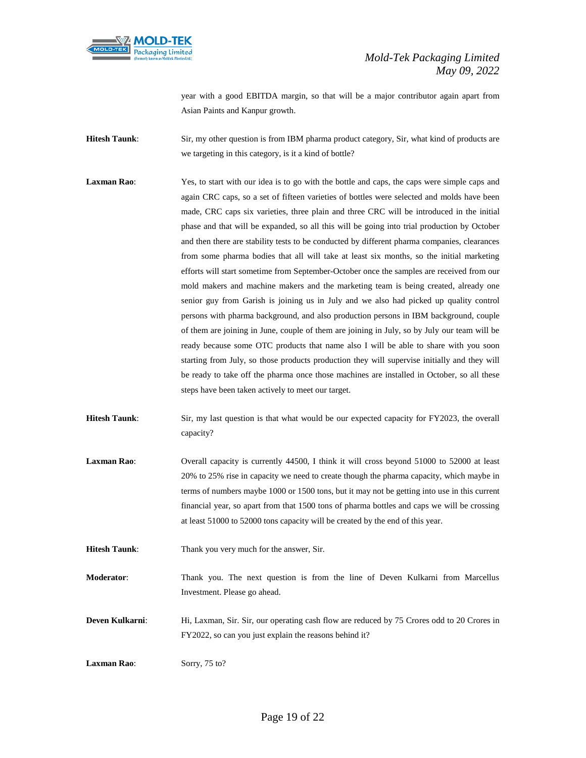year with a good EBITDA margin, so that will be a major contributor again apart from Asian Paints and Kanpur growth.

**Hitesh Taunk**: Sir, my other question is from IBM pharma product category, Sir, what kind of products are we targeting in this category, is it a kind of bottle?

**Laxman Rao**: Yes, to start with our idea is to go with the bottle and caps, the caps were simple caps and again CRC caps, so a set of fifteen varieties of bottles were selected and molds have been made, CRC caps six varieties, three plain and three CRC will be introduced in the initial phase and that will be expanded, so all this will be going into trial production by October and then there are stability tests to be conducted by different pharma companies, clearances from some pharma bodies that all will take at least six months, so the initial marketing efforts will start sometime from September-October once the samples are received from our mold makers and machine makers and the marketing team is being created, already one senior guy from Garish is joining us in July and we also had picked up quality control persons with pharma background, and also production persons in IBM background, couple of them are joining in June, couple of them are joining in July, so by July our team will be ready because some OTC products that name also I will be able to share with you soon starting from July, so those products production they will supervise initially and they will be ready to take off the pharma once those machines are installed in October, so all these steps have been taken actively to meet our target.

**Hitesh Taunk**: Sir, my last question is that what would be our expected capacity for FY2023, the overall capacity?

**Laxman Rao**: Overall capacity is currently 44500, I think it will cross beyond 51000 to 52000 at least 20% to 25% rise in capacity we need to create though the pharma capacity, which maybe in terms of numbers maybe 1000 or 1500 tons, but it may not be getting into use in this current financial year, so apart from that 1500 tons of pharma bottles and caps we will be crossing at least 51000 to 52000 tons capacity will be created by the end of this year.

**Hitesh Taunk**: Thank you very much for the answer, Sir.

**Moderator**: Thank you. The next question is from the line of Deven Kulkarni from Marcellus Investment. Please go ahead.

**Deven Kulkarni**: Hi, Laxman, Sir. Sir, our operating cash flow are reduced by 75 Crores odd to 20 Crores in FY2022, so can you just explain the reasons behind it?

**Laxman Rao**: Sorry, 75 to?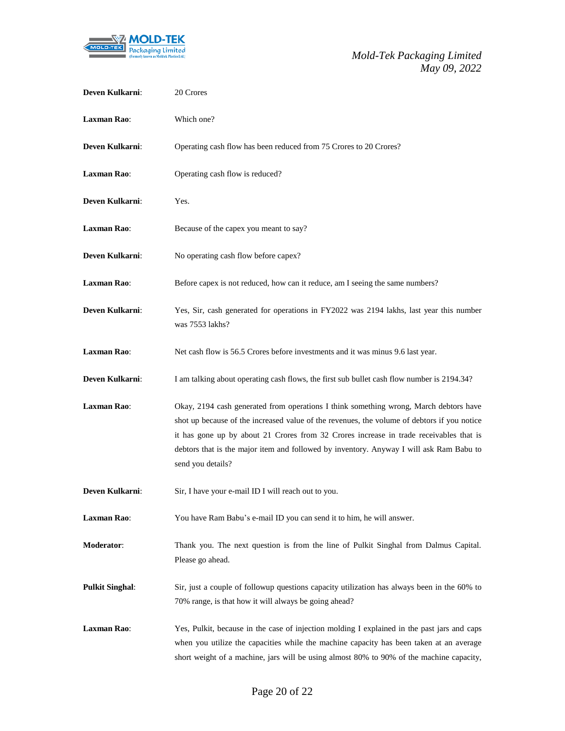**Deven Kulkarni**: 20 Crores

**Laxman Rao**: Which one?

**Deven Kulkarni**: Operating cash flow has been reduced from 75 Crores to 20 Crores?

**Laxman Rao**: Operating cash flow is reduced?

**Deven Kulkarni**: Yes.

**Laxman Rao**: Because of the capex you meant to say?

**Deven Kulkarni**: No operating cash flow before capex?

**Laxman Rao**: Before capex is not reduced, how can it reduce, am I seeing the same numbers?

**Deven Kulkarni**: Yes, Sir, cash generated for operations in FY2022 was 2194 lakhs, last year this number was 7553 lakhs?

**Laxman Rao**: Net cash flow is 56.5 Crores before investments and it was minus 9.6 last year.

**Deven Kulkarni**: I am talking about operating cash flows, the first sub bullet cash flow number is 2194.34?

**Laxman Rao**: Okay, 2194 cash generated from operations I think something wrong, March debtors have shot up because of the increased value of the revenues, the volume of debtors if you notice it has gone up by about 21 Crores from 32 Crores increase in trade receivables that is debtors that is the major item and followed by inventory. Anyway I will ask Ram Babu to send you details?

**Deven Kulkarni**: Sir, I have your e-mail ID I will reach out to you.

**Laxman Rao**: You have Ram Babu's e-mail ID you can send it to him, he will answer.

**Moderator**: Thank you. The next question is from the line of Pulkit Singhal from Dalmus Capital. Please go ahead.

**Pulkit Singhal**: Sir, just a couple of followup questions capacity utilization has always been in the 60% to 70% range, is that how it will always be going ahead?

**Laxman Rao**: Yes, Pulkit, because in the case of injection molding I explained in the past jars and caps when you utilize the capacities while the machine capacity has been taken at an average short weight of a machine, jars will be using almost 80% to 90% of the machine capacity,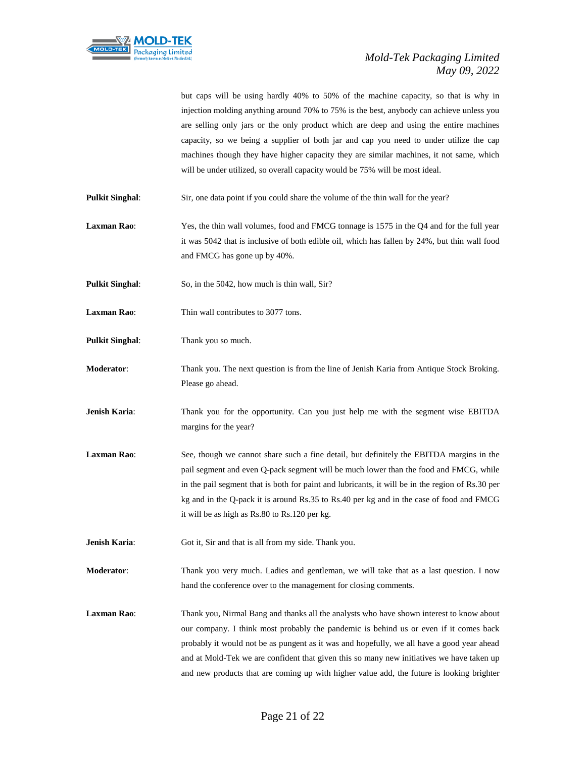but caps will be using hardly 40% to 50% of the machine capacity, so that is why in injection molding anything around 70% to 75% is the best, anybody can achieve unless you are selling only jars or the only product which are deep and using the entire machines capacity, so we being a supplier of both jar and cap you need to under utilize the cap machines though they have higher capacity they are similar machines, it not same, which will be under utilized, so overall capacity would be 75% will be most ideal.

**Pulkit Singhal**: Sir, one data point if you could share the volume of the thin wall for the year?

**Laxman Rao**: Yes, the thin wall volumes, food and FMCG tonnage is 1575 in the Q4 and for the full year it was 5042 that is inclusive of both edible oil, which has fallen by 24%, but thin wall food and FMCG has gone up by 40%.

**Pulkit Singhal**: So, in the 5042, how much is thin wall, Sir?

**Laxman Rao**: Thin wall contributes to 3077 tons.

**Pulkit Singhal**: Thank you so much.

**Moderator**: Thank you. The next question is from the line of Jenish Karia from Antique Stock Broking. Please go ahead.

**Jenish Karia**: Thank you for the opportunity. Can you just help me with the segment wise EBITDA margins for the year?

**Laxman Rao**: See, though we cannot share such a fine detail, but definitely the EBITDA margins in the pail segment and even Q-pack segment will be much lower than the food and FMCG, while in the pail segment that is both for paint and lubricants, it will be in the region of Rs.30 per kg and in the Q-pack it is around Rs.35 to Rs.40 per kg and in the case of food and FMCG it will be as high as Rs.80 to Rs.120 per kg.

**Jenish Karia**: Got it, Sir and that is all from my side. Thank you.

**Moderator**: Thank you very much. Ladies and gentleman, we will take that as a last question. I now hand the conference over to the management for closing comments.

**Laxman Rao**: Thank you, Nirmal Bang and thanks all the analysts who have shown interest to know about our company. I think most probably the pandemic is behind us or even if it comes back probably it would not be as pungent as it was and hopefully, we all have a good year ahead and at Mold-Tek we are confident that given this so many new initiatives we have taken up and new products that are coming up with higher value add, the future is looking brighter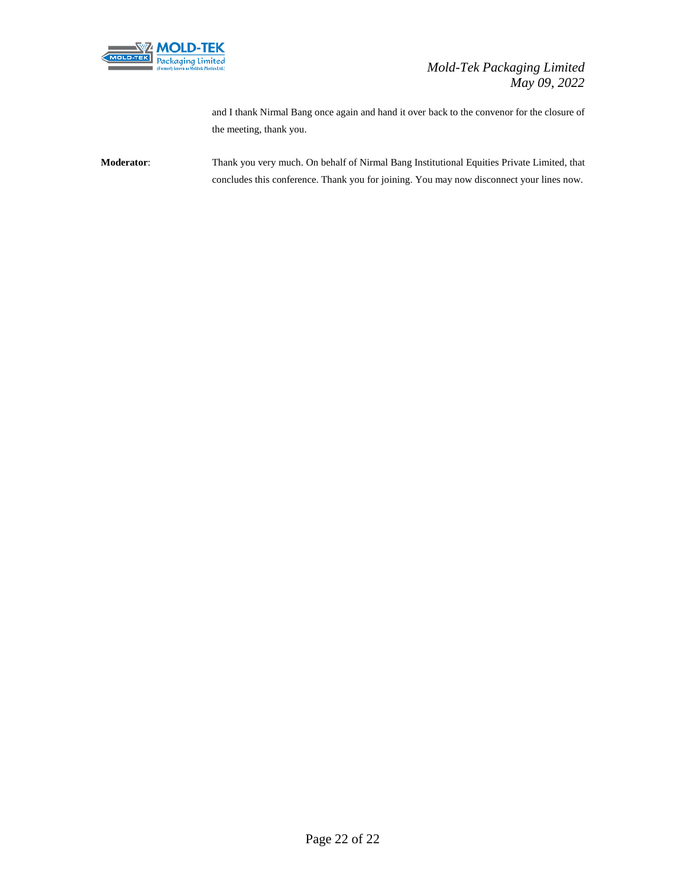and I thank Nirmal Bang once again and hand it over back to the convenor for the closure of the meeting, thank you.

**Moderator**: Thank you very much. On behalf of Nirmal Bang Institutional Equities Private Limited, that concludes this conference. Thank you for joining. You may now disconnect your lines now.